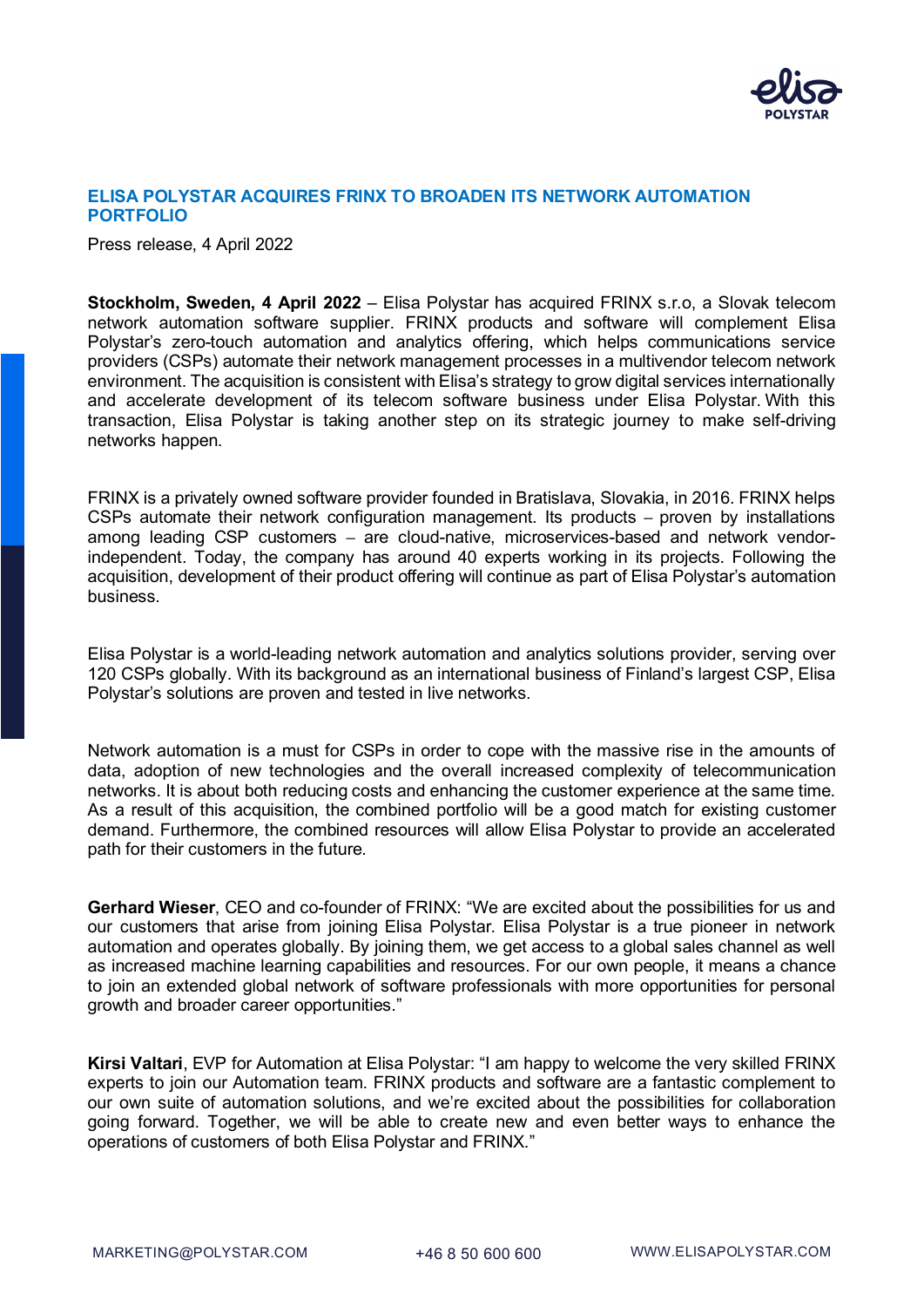# ELISA POLYSTAR ACQUIRES FRINX TO BROADEN ITS NETWORK AUTOMATION PORTFOLIO

Press release, 4 April 2022

**Stockholm, Sweden, 4 April 2022** – Elisa Polystar has acquired FRINX s.r.o, a Slovak telecom network automation software supplier. FRINX products and software will complement Elisa Polystar's zero-touch automation and analytics offering, which helps communications service providers (CSPs) automate their network management processes in a multivendor telecom network environment. The acquisition is consistent with Elisa's strategy to grow digital services internationally and accelerate development of its telecom software business under Elisa Polystar. With this transaction, Elisa Polystar is taking another step on its strategic journey to make self-driving networks happen.

FRINX is a privately owned software provider founded in Bratislava, Slovakia, in 2016. FRINX helps CSPs automate their network configuration management. Its products – proven by installations among leading CSP customers – are cloud-native, microservices-based and network vendor-independent. Today, the company has around 40 experts working in its projects. Following the acquisition, development of their product offering will continue as part of Elisa Polystar's automation business.

Elisa Polystar is a world-leading network automation and analytics solutions provider, serving over 120 CSPs globally. With its background as an international business of Finland's largest CSP, Elisa Polystar's solutions are proven and tested in live networks.

Network automation is a must for CSPs in order to cope with the massive rise in the amounts of data, adoption of new technologies and the overall increased complexity of telecommunication networks. It is about both reducing costs and enhancing the customer experience at the same time. As a result of this acquisition, the combined portfolio will be a good match for existing customer demand. Furthermore, the combined resources will allow Elisa Polystar to provide an accelerated path for their customers in the future.

**Gerhard Wieser**, CEO and co-founder of FRINX: "We are excited about the possibilities for us and our customers that arise from joining Elisa Polystar. Elisa Polystar is a true pioneer in network automation and operates globally. By joining them, we get access to a global sales channel as well as increased machine learning capabilities and resources. For our own people, it means a chance to join an extended global network of software professionals with more opportunities for personal growth and broader career opportunities."

**Kirsi Valtari**, EVP for Automation at Elisa Polystar: "I am happy to welcome the very skilled FRINX experts to join our Automation team. FRINX products and software are a fantastic complement to our own suite of automation solutions, and we're excited about the possibilities for collaboration going forward. Together, we will be able to create new and even better ways to enhance the operations of customers of both Elisa Polystar and FRINX."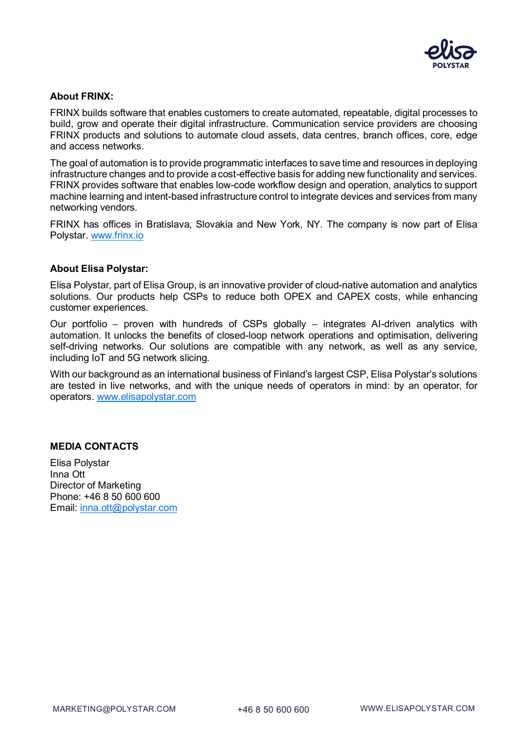**About FRINX:**

FRINX builds software that enables customers to create automated, repeatable, digital processes to build, grow and operate their digital infrastructure. Communication service providers are choosing FRINX products and solutions to automate cloud assets, data centres, branch offices, core, edge and access networks.

The goal of automation is to provide programmatic interfaces to save time and resources in deploying infrastructure changes and to provide a cost-effective basis for adding new functionality and services. FRINX provides software that enables low-code workflow design and operation, analytics to support machine learning and intent-based infrastructure control to integrate devices and services from many networking vendors.

FRINX has offices in Bratislava, Slovakia and New York, NY. The company is now part of Elisa Polystar. www.frinx.io

**About Elisa Polystar:**

Elisa Polystar, part of Elisa Group, is an innovative provider of cloud-native automation and analytics solutions. Our products help CSPs to reduce both OPEX and CAPEX costs, while enhancing customer experiences.

Our portfolio – proven with hundreds of CSPs globally – integrates AI-driven analytics with automation. It unlocks the benefits of closed-loop network operations and optimisation, delivering self-driving networks. Our solutions are compatible with any network, as well as any service, including IoT and 5G network slicing.

With our background as an international business of Finland's largest CSP, Elisa Polystar's solutions are tested in live networks, and with the unique needs of operators in mind: by an operator, for operators. www.elisapolystar.com

**MEDIA CONTACTS**

Elisa Polystar
Inna Ott
Director of Marketing
Phone: +46 8 50 600 600
Email: inna.ott@polystar.com